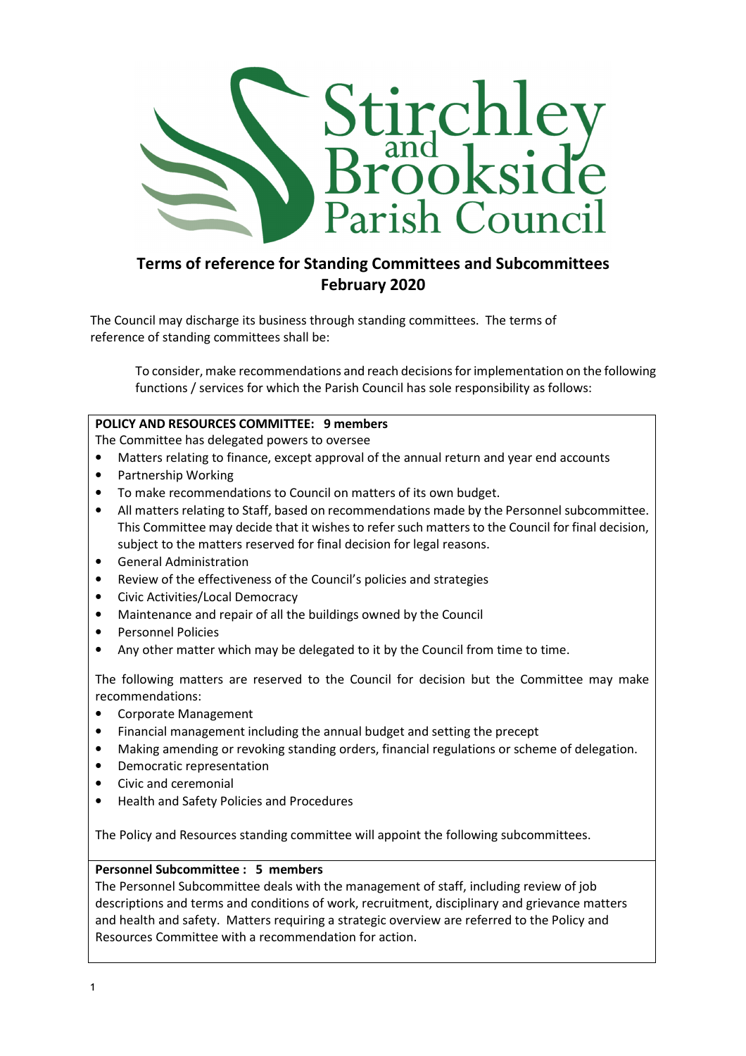# Stirchley and Brookside Parish Council

## Terms of reference for Standing Committees and Subcommittees February 2020

The Council may discharge its business through standing committees. The terms of reference of standing committees shall be:

> To consider, make recommendations and reach decisions for implementation on the following functions / services for which the Parish Council has sole responsibility as follows:

**POLICY AND RESOURCES COMMITTEE: 9 members**

The Committee has delegated powers to oversee

- Matters relating to finance, except approval of the annual return and year end accounts
- Partnership Working
- To make recommendations to Council on matters of its own budget.
- All matters relating to Staff, based on recommendations made by the Personnel subcommittee. This Committee may decide that it wishes to refer such matters to the Council for final decision, subject to the matters reserved for final decision for legal reasons.
- General Administration
- Review of the effectiveness of the Council's policies and strategies
- Civic Activities/Local Democracy
- Maintenance and repair of all the buildings owned by the Council
- Personnel Policies
- Any other matter which may be delegated to it by the Council from time to time.

The following matters are reserved to the Council for decision but the Committee may make recommendations:

- Corporate Management
- Financial management including the annual budget and setting the precept
- Making amending or revoking standing orders, financial regulations or scheme of delegation.
- Democratic representation
- Civic and ceremonial
- Health and Safety Policies and Procedures

The Policy and Resources standing committee will appoint the following subcommittees.

**Personnel Subcommittee : 5 members**

The Personnel Subcommittee deals with the management of staff, including review of job descriptions and terms and conditions of work, recruitment, disciplinary and grievance matters and health and safety. Matters requiring a strategic overview are referred to the Policy and Resources Committee with a recommendation for action.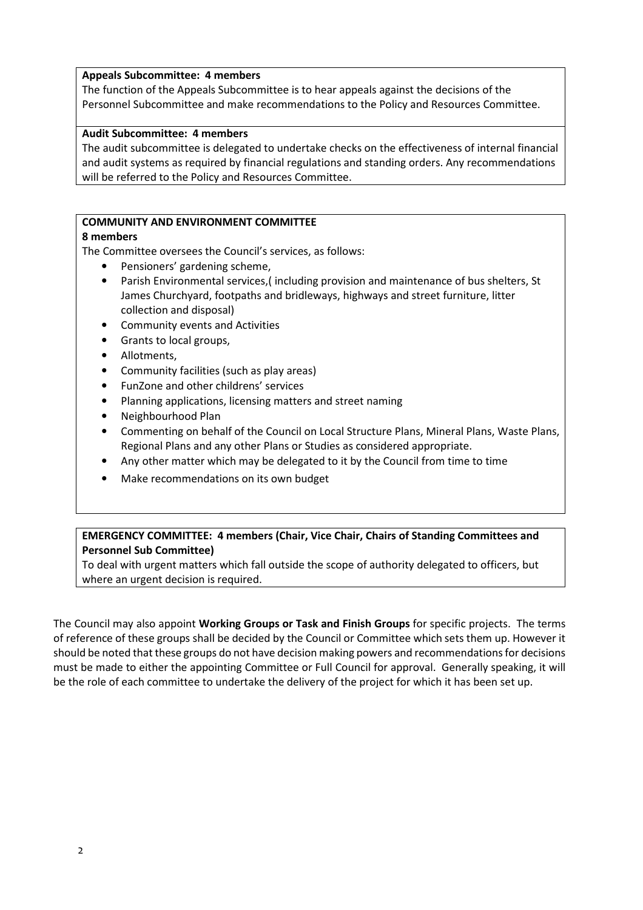**Appeals Subcommittee: 4 members**

The function of the Appeals Subcommittee is to hear appeals against the decisions of the Personnel Subcommittee and make recommendations to the Policy and Resources Committee.

**Audit Subcommittee: 4 members**

The audit subcommittee is delegated to undertake checks on the effectiveness of internal financial and audit systems as required by financial regulations and standing orders. Any recommendations will be referred to the Policy and Resources Committee.

**COMMUNITY AND ENVIRONMENT COMMITTEE**

**8 members**

The Committee oversees the Council's services, as follows:

- Pensioners' gardening scheme,
- Parish Environmental services,( including provision and maintenance of bus shelters, St James Churchyard, footpaths and bridleways, highways and street furniture, litter collection and disposal)
- Community events and Activities
- Grants to local groups,
- Allotments,
- Community facilities (such as play areas)
- FunZone and other childrens' services
- Planning applications, licensing matters and street naming
- Neighbourhood Plan
- Commenting on behalf of the Council on Local Structure Plans, Mineral Plans, Waste Plans, Regional Plans and any other Plans or Studies as considered appropriate.
- Any other matter which may be delegated to it by the Council from time to time
- Make recommendations on its own budget

**EMERGENCY COMMITTEE: 4 members (Chair, Vice Chair, Chairs of Standing Committees and Personnel Sub Committee)**

To deal with urgent matters which fall outside the scope of authority delegated to officers, but where an urgent decision is required.

The Council may also appoint **Working Groups or Task and Finish Groups** for specific projects. The terms of reference of these groups shall be decided by the Council or Committee which sets them up. However it should be noted that these groups do not have decision making powers and recommendations for decisions must be made to either the appointing Committee or Full Council for approval. Generally speaking, it will be the role of each committee to undertake the delivery of the project for which it has been set up.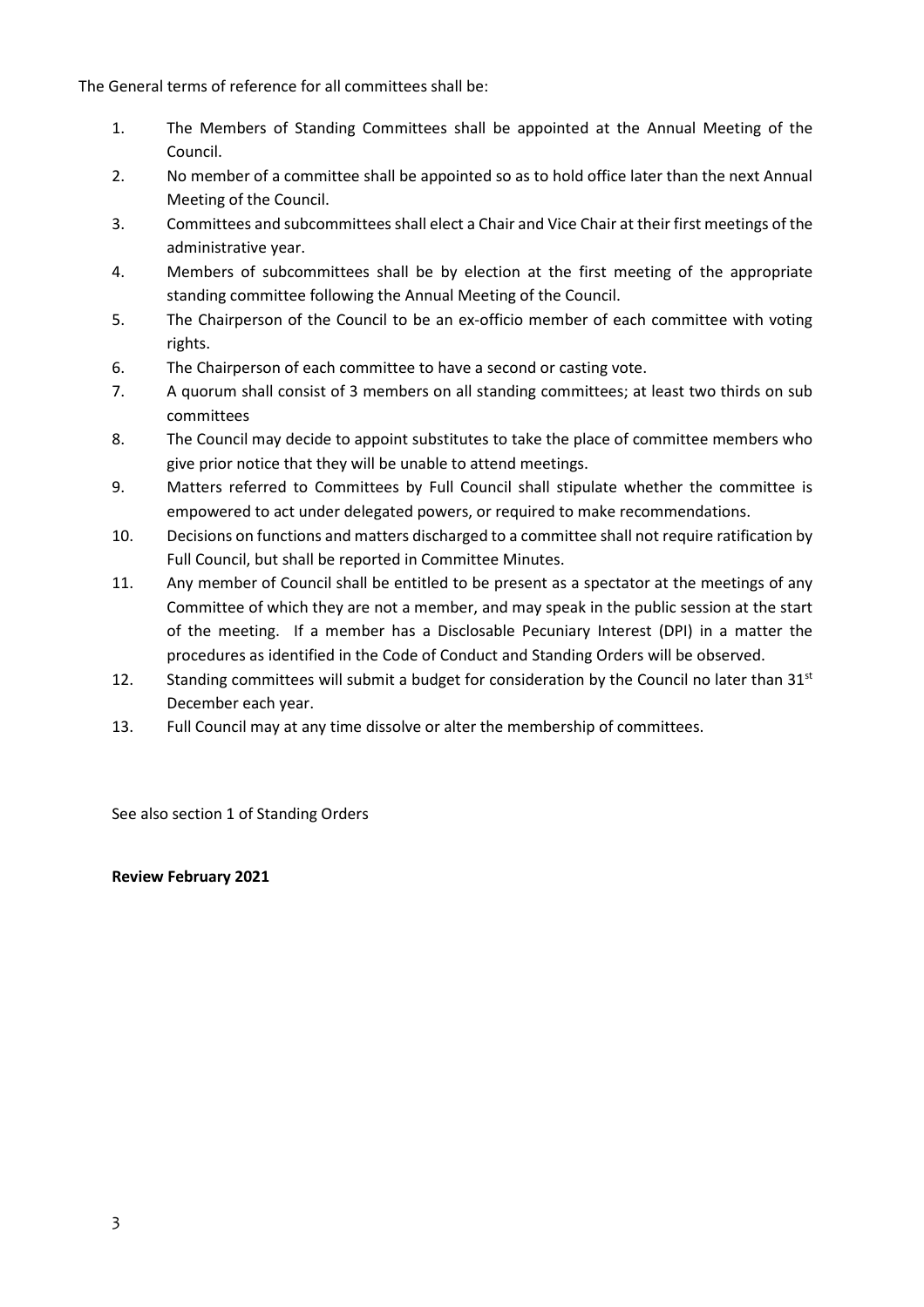The General terms of reference for all committees shall be:

1. The Members of Standing Committees shall be appointed at the Annual Meeting of the Council.
2. No member of a committee shall be appointed so as to hold office later than the next Annual Meeting of the Council.
3. Committees and subcommittees shall elect a Chair and Vice Chair at their first meetings of the administrative year.
4. Members of subcommittees shall be by election at the first meeting of the appropriate standing committee following the Annual Meeting of the Council.
5. The Chairperson of the Council to be an ex-officio member of each committee with voting rights.
6. The Chairperson of each committee to have a second or casting vote.
7. A quorum shall consist of 3 members on all standing committees; at least two thirds on sub committees
8. The Council may decide to appoint substitutes to take the place of committee members who give prior notice that they will be unable to attend meetings.
9. Matters referred to Committees by Full Council shall stipulate whether the committee is empowered to act under delegated powers, or required to make recommendations.
10. Decisions on functions and matters discharged to a committee shall not require ratification by Full Council, but shall be reported in Committee Minutes.
11. Any member of Council shall be entitled to be present as a spectator at the meetings of any Committee of which they are not a member, and may speak in the public session at the start of the meeting. If a member has a Disclosable Pecuniary Interest (DPI) in a matter the procedures as identified in the Code of Conduct and Standing Orders will be observed.
12. Standing committees will submit a budget for consideration by the Council no later than 31st December each year.
13. Full Council may at any time dissolve or alter the membership of committees.

See also section 1 of Standing Orders

**Review February 2021**